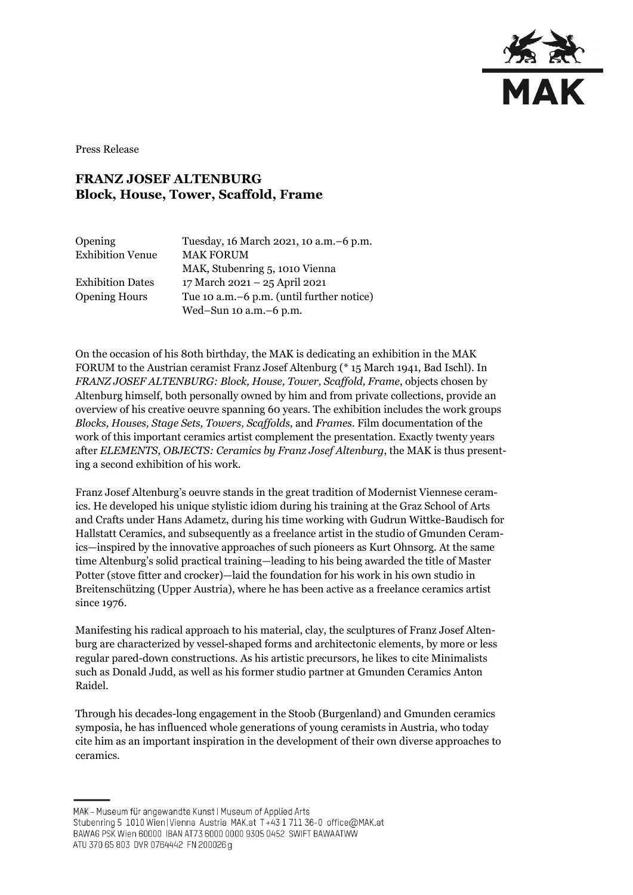Press Release

# FRANZ JOSEF ALTENBURG
## Block, House, Tower, Scaffold, Frame

| | |
|---|---|
| Opening | Tuesday, 16 March 2021, 10 a.m.–6 p.m. |
| Exhibition Venue | MAK FORUM<br>MAK, Stubenring 5, 1010 Vienna |
| Exhibition Dates | 17 March 2021 – 25 April 2021 |
| Opening Hours | Tue 10 a.m.–6 p.m. (until further notice)<br>Wed–Sun 10 a.m.–6 p.m. |

On the occasion of his 80th birthday, the MAK is dedicating an exhibition in the MAK FORUM to the Austrian ceramist Franz Josef Altenburg (* 15 March 1941, Bad Ischl). In *FRANZ JOSEF ALTENBURG: Block, House, Tower, Scaffold, Frame*, objects chosen by Altenburg himself, both personally owned by him and from private collections, provide an overview of his creative oeuvre spanning 60 years. The exhibition includes the work groups *Blocks, Houses, Stage Sets, Towers, Scaffolds,* and *Frames*. Film documentation of the work of this important ceramics artist complement the presentation. Exactly twenty years after *ELEMENTS, OBJECTS: Ceramics by Franz Josef Altenburg*, the MAK is thus presenting a second exhibition of his work.

Franz Josef Altenburg's oeuvre stands in the great tradition of Modernist Viennese ceramics. He developed his unique stylistic idiom during his training at the Graz School of Arts and Crafts under Hans Adametz, during his time working with Gudrun Wittke-Baudisch for Hallstatt Ceramics, and subsequently as a freelance artist in the studio of Gmunden Ceramics—inspired by the innovative approaches of such pioneers as Kurt Ohnsorg. At the same time Altenburg's solid practical training—leading to his being awarded the title of Master Potter (stove fitter and crocker)—laid the foundation for his work in his own studio in Breitenschützing (Upper Austria), where he has been active as a freelance ceramics artist since 1976.

Manifesting his radical approach to his material, clay, the sculptures of Franz Josef Altenburg are characterized by vessel-shaped forms and architectonic elements, by more or less regular pared-down constructions. As his artistic precursors, he likes to cite Minimalists such as Donald Judd, as well as his former studio partner at Gmunden Ceramics Anton Raidel.

Through his decades-long engagement in the Stoob (Burgenland) and Gmunden ceramics symposia, he has influenced whole generations of young ceramists in Austria, who today cite him as an important inspiration in the development of their own diverse approaches to ceramics.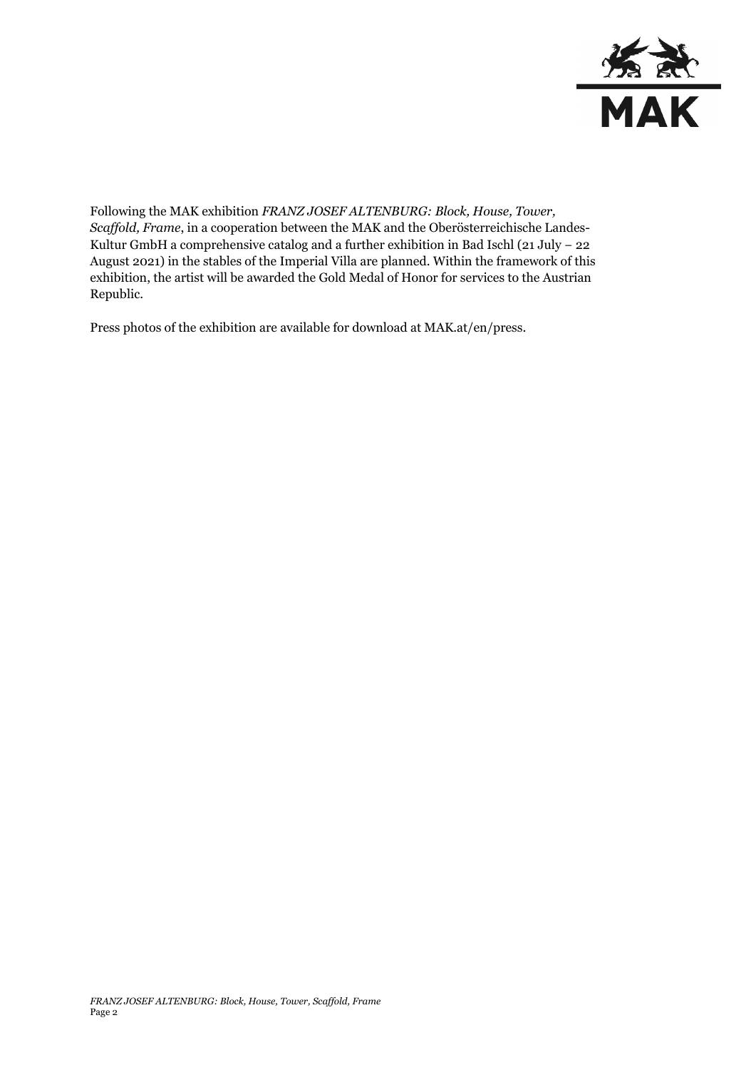Following the MAK exhibition *FRANZ JOSEF ALTENBURG: Block, House, Tower, Scaffold, Frame*, in a cooperation between the MAK and the Oberösterreichische Landes-Kultur GmbH a comprehensive catalog and a further exhibition in Bad Ischl (21 July – 22 August 2021) in the stables of the Imperial Villa are planned. Within the framework of this exhibition, the artist will be awarded the Gold Medal of Honor for services to the Austrian Republic.

Press photos of the exhibition are available for download at MAK.at/en/press.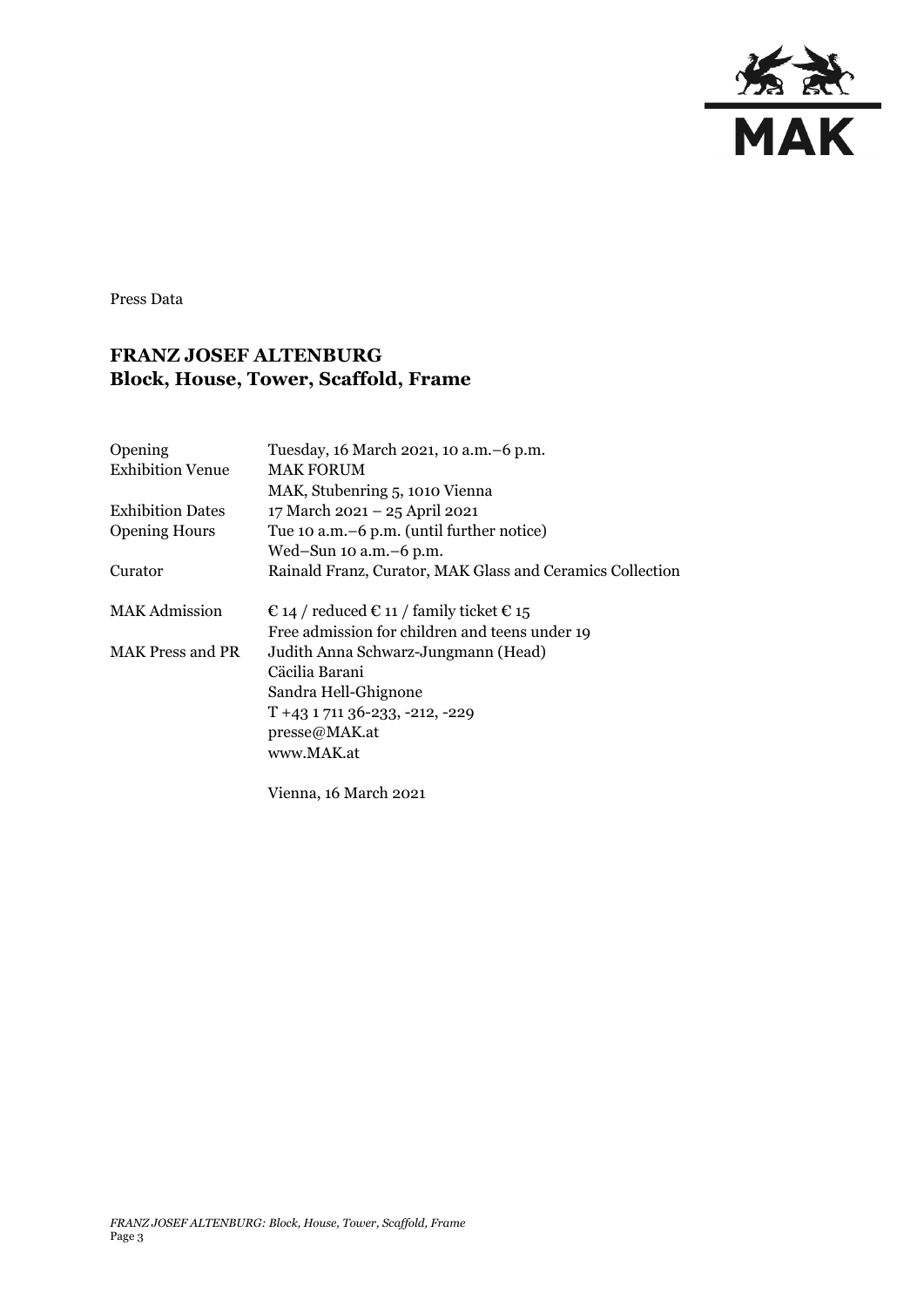Press Data

## FRANZ JOSEF ALTENBURG
## Block, House, Tower, Scaffold, Frame

| | |
|---|---|
| Opening | Tuesday, 16 March 2021, 10 a.m.–6 p.m. |
| Exhibition Venue | MAK FORUM<br>MAK, Stubenring 5, 1010 Vienna |
| Exhibition Dates | 17 March 2021 – 25 April 2021 |
| Opening Hours | Tue 10 a.m.–6 p.m. (until further notice)<br>Wed–Sun 10 a.m.–6 p.m. |
| Curator | Rainald Franz, Curator, MAK Glass and Ceramics Collection |
| MAK Admission | € 14 / reduced € 11 / family ticket € 15<br>Free admission for children and teens under 19 |
| MAK Press and PR | Judith Anna Schwarz-Jungmann (Head)<br>Cäcilia Barani<br>Sandra Hell-Ghignone<br>T +43 1 711 36-233, -212, -229<br>presse@MAK.at<br>www.MAK.at |

Vienna, 16 March 2021